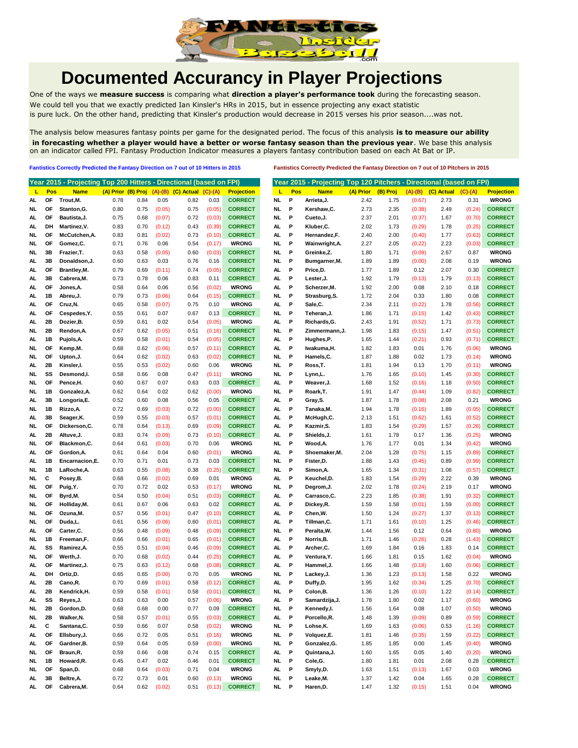# Documented Accurancy in Player Projections

One of the ways we **measure success** is comparing what **direction a player's performance took** during the forecasting season. We could tell you that we exactly predicted Ian Kinsler's HRs in 2015, but in essence projecting any exact statistic is pure luck. On the other hand, predicting that Kinsler's production would decrease in 2015 verses his prior season....was not.

The analysis below measures fantasy points per game for the designated period. The focus of this analysis **is to measure our ability in forecasting whether a player would have a better or worse fantasy season than the previous year**. We base this analysis on an indicator called FPI. Fantasy Production Indicator measures a players fantasy contribution based on each At Bat or IP.

**Fantistics Correctly Predicted the Fantasy Direction on 7 out of 10 Hitters in 2015**

| Year 2015 - Projecting Top 200 Hitters - Directional (based on FPI) | | | | | | | | |
|---|---|---|---|---|---|---|---|---|
| L | Pos | Name | (A) Prior | (B) Proj | (A)-(B) | (C) Actual | (C)-(A) | Projection |
| AL | OF | Trout,M. | 0.78 | 0.84 | 0.05 | 0.82 | 0.03 | CORRECT |
| NL | OF | Stanton,G. | 0.80 | 0.75 | (0.05) | 0.75 | (0.05) | CORRECT |
| AL | OF | Bautista,J. | 0.75 | 0.68 | (0.07) | 0.72 | (0.03) | CORRECT |
| AL | DH | Martinez,V. | 0.83 | 0.70 | (0.12) | 0.43 | (0.39) | CORRECT |
| NL | OF | McCutchen,A. | 0.83 | 0.81 | (0.02) | 0.73 | (0.10) | CORRECT |
| NL | OF | Gomez,C. | 0.71 | 0.76 | 0.06 | 0.54 | (0.17) | WRONG |
| NL | 3B | Frazier,T. | 0.63 | 0.58 | (0.05) | 0.60 | (0.03) | CORRECT |
| AL | 3B | Donaldson,J. | 0.60 | 0.63 | 0.03 | 0.76 | 0.16 | CORRECT |
| AL | OF | Brantley,M. | 0.79 | 0.69 | (0.11) | 0.74 | (0.05) | CORRECT |
| AL | 3B | Cabrera,M. | 0.73 | 0.78 | 0.06 | 0.83 | 0.11 | CORRECT |
| AL | OF | Jones,A. | 0.58 | 0.64 | 0.06 | 0.56 | (0.02) | WRONG |
| AL | 1B | Abreu,J. | 0.79 | 0.73 | (0.06) | 0.64 | (0.15) | CORRECT |
| AL | OF | Cruz,N. | 0.65 | 0.58 | (0.07) | 0.75 | 0.10 | WRONG |
| AL | OF | Cespedes,Y. | 0.55 | 0.61 | 0.07 | 0.67 | 0.13 | CORRECT |
| AL | 2B | Dozier,B. | 0.59 | 0.61 | 0.02 | 0.54 | (0.05) | WRONG |
| NL | 2B | Rendon,A. | 0.67 | 0.62 | (0.05) | 0.51 | (0.16) | CORRECT |
| AL | 1B | Pujols,A. | 0.59 | 0.58 | (0.01) | 0.54 | (0.05) | CORRECT |
| NL | OF | Kemp,M. | 0.68 | 0.62 | (0.06) | 0.57 | (0.11) | CORRECT |
| NL | OF | Upton,J. | 0.64 | 0.62 | (0.02) | 0.63 | (0.02) | CORRECT |
| AL | 2B | Kinsler,I. | 0.55 | 0.53 | (0.02) | 0.60 | 0.06 | WRONG |
| NL | SS | Desmond,I. | 0.58 | 0.66 | 0.08 | 0.47 | (0.11) | WRONG |
| NL | OF | Pence,H. | 0.60 | 0.67 | 0.07 | 0.63 | 0.03 | CORRECT |
| NL | 1B | Gonzalez,A. | 0.62 | 0.64 | 0.02 | 0.62 | (0.00) | WRONG |
| AL | 3B | Longoria,E. | 0.52 | 0.60 | 0.08 | 0.56 | 0.05 | CORRECT |
| NL | 1B | Rizzo,A. | 0.72 | 0.69 | (0.03) | 0.72 | (0.00) | CORRECT |
| AL | 3B | Seager,K. | 0.59 | 0.55 | (0.03) | 0.57 | (0.01) | CORRECT |
| NL | OF | Dickerson,C. | 0.78 | 0.64 | (0.13) | 0.69 | (0.09) | CORRECT |
| AL | 2B | Altuve,J. | 0.83 | 0.74 | (0.09) | 0.73 | (0.10) | CORRECT |
| NL | OF | Blackmon,C. | 0.64 | 0.61 | (0.03) | 0.70 | 0.06 | WRONG |
| AL | OF | Gordon,A. | 0.61 | 0.64 | 0.04 | 0.60 | (0.01) | WRONG |
| AL | 1B | Encarnacion,E. | 0.70 | 0.71 | 0.01 | 0.73 | 0.03 | CORRECT |
| NL | 1B | LaRoche,A. | 0.63 | 0.55 | (0.08) | 0.38 | (0.25) | CORRECT |
| NL | C | Posey,B. | 0.68 | 0.66 | (0.02) | 0.69 | 0.01 | WRONG |
| NL | OF | Puig,Y. | 0.70 | 0.72 | 0.02 | 0.53 | (0.17) | WRONG |
| NL | OF | Byrd,M. | 0.54 | 0.50 | (0.04) | 0.51 | (0.03) | CORRECT |
| NL | OF | Holliday,M. | 0.61 | 0.67 | 0.06 | 0.63 | 0.02 | CORRECT |
| NL | OF | Ozuna,M. | 0.57 | 0.56 | (0.01) | 0.47 | (0.10) | CORRECT |
| NL | OF | Duda,L. | 0.61 | 0.56 | (0.06) | 0.60 | (0.01) | CORRECT |
| AL | OF | Carter,C. | 0.56 | 0.48 | (0.09) | 0.48 | (0.09) | CORRECT |
| NL | 1B | Freeman,F. | 0.66 | 0.66 | (0.01) | 0.65 | (0.01) | CORRECT |
| AL | SS | Ramirez,A. | 0.55 | 0.51 | (0.04) | 0.46 | (0.09) | CORRECT |
| NL | OF | Werth,J. | 0.70 | 0.68 | (0.02) | 0.44 | (0.25) | CORRECT |
| AL | OF | Martinez,J. | 0.75 | 0.63 | (0.12) | 0.68 | (0.08) | CORRECT |
| AL | DH | Ortiz,D. | 0.65 | 0.65 | (0.00) | 0.70 | 0.05 | WRONG |
| AL | 2B | Cano,R. | 0.70 | 0.69 | (0.01) | 0.58 | (0.12) | CORRECT |
| AL | 2B | Kendrick,H. | 0.59 | 0.58 | (0.01) | 0.58 | (0.01) | CORRECT |
| AL | SS | Reyes,J. | 0.63 | 0.63 | 0.00 | 0.57 | (0.06) | WRONG |
| NL | 2B | Gordon,D. | 0.68 | 0.68 | 0.00 | 0.77 | 0.09 | CORRECT |
| NL | 2B | Walker,N. | 0.58 | 0.57 | (0.01) | 0.55 | (0.03) | CORRECT |
| AL | C | Santana,C. | 0.59 | 0.66 | 0.07 | 0.58 | (0.02) | WRONG |
| AL | OF | Ellsbury,J. | 0.66 | 0.72 | 0.05 | 0.51 | (0.16) | WRONG |
| AL | OF | Gardner,B. | 0.59 | 0.64 | 0.05 | 0.59 | (0.00) | WRONG |
| NL | OF | Braun,R. | 0.59 | 0.66 | 0.08 | 0.74 | 0.15 | CORRECT |
| NL | 1B | Howard,R. | 0.45 | 0.47 | 0.02 | 0.46 | 0.01 | CORRECT |
| NL | OF | Span,D. | 0.68 | 0.64 | (0.03) | 0.71 | 0.04 | WRONG |
| AL | 3B | Beltre,A. | 0.72 | 0.73 | 0.01 | 0.60 | (0.13) | WRONG |
| AL | OF | Cabrera,M. | 0.64 | 0.62 | (0.02) | 0.51 | (0.13) | CORRECT |

**Fantistics Correctly Predicted the Fantasy Direction on 7 out of 10 Pitchers in 2015**

| Year 2015 - Projecting Top 120 Pitchers - Directional (based on FPI) | | | | | | | | |
|---|---|---|---|---|---|---|---|---|
| L | Pos | Name | (A) Prior | (B) Proj | (A)-(B) | (C) Actual | (C)-(A) | Projection |
| NL | P | Arrieta,J. | 2.42 | 1.75 | (0.67) | 2.73 | 0.31 | WRONG |
| NL | P | Kershaw,C. | 2.73 | 2.35 | (0.38) | 2.49 | (0.24) | CORRECT |
| NL | P | Cueto,J. | 2.37 | 2.01 | (0.37) | 1.67 | (0.70) | CORRECT |
| AL | P | Kluber,C. | 2.02 | 1.73 | (0.29) | 1.78 | (0.25) | CORRECT |
| AL | P | Hernandez,F. | 2.40 | 2.00 | (0.40) | 1.77 | (0.63) | CORRECT |
| NL | P | Wainwright,A. | 2.27 | 2.05 | (0.22) | 2.23 | (0.03) | CORRECT |
| NL | P | Greinke,Z. | 1.80 | 1.71 | (0.09) | 2.67 | 0.87 | WRONG |
| NL | P | Bumgarner,M. | 1.89 | 1.89 | (0.00) | 2.08 | 0.19 | WRONG |
| AL | P | Price,D. | 1.77 | 1.89 | 0.12 | 2.07 | 0.30 | CORRECT |
| AL | P | Lester,J. | 1.92 | 1.79 | (0.13) | 1.79 | (0.13) | CORRECT |
| AL | P | Scherzer,M. | 1.92 | 2.00 | 0.08 | 2.10 | 0.18 | CORRECT |
| NL | P | Strasburg,S. | 1.72 | 2.04 | 0.33 | 1.80 | 0.08 | CORRECT |
| AL | P | Sale,C. | 2.34 | 2.11 | (0.22) | 1.78 | (0.56) | CORRECT |
| NL | P | Teheran,J. | 1.86 | 1.71 | (0.15) | 1.42 | (0.43) | CORRECT |
| AL | P | Richards,G. | 2.43 | 1.91 | (0.52) | 1.71 | (0.73) | CORRECT |
| NL | P | Zimmermann,J. | 1.98 | 1.83 | (0.15) | 1.47 | (0.51) | CORRECT |
| AL | P | Hughes,P. | 1.65 | 1.44 | (0.21) | 0.93 | (0.71) | CORRECT |
| AL | P | Iwakuma,H. | 1.82 | 1.83 | 0.01 | 1.76 | (0.06) | WRONG |
| NL | P | Hamels,C. | 1.87 | 1.88 | 0.02 | 1.73 | (0.14) | WRONG |
| NL | P | Ross,T. | 1.81 | 1.94 | 0.13 | 1.70 | (0.11) | WRONG |
| NL | P | Lynn,L. | 1.76 | 1.65 | (0.10) | 1.45 | (0.30) | CORRECT |
| AL | P | Weaver,J. | 1.68 | 1.52 | (0.16) | 1.18 | (0.50) | CORRECT |
| NL | P | Roark,T. | 1.91 | 1.47 | (0.44) | 1.09 | (0.82) | CORRECT |
| AL | P | Gray,S. | 1.87 | 1.78 | (0.08) | 2.08 | 0.21 | WRONG |
| AL | P | Tanaka,M. | 1.94 | 1.78 | (0.16) | 1.89 | (0.05) | CORRECT |
| AL | P | McHugh,C. | 2.13 | 1.51 | (0.62) | 1.61 | (0.52) | CORRECT |
| AL | P | Kazmir,S. | 1.83 | 1.54 | (0.29) | 1.57 | (0.26) | CORRECT |
| AL | P | Shields,J. | 1.61 | 1.78 | 0.17 | 1.36 | (0.25) | WRONG |
| NL | P | Wood,A. | 1.76 | 1.77 | 0.01 | 1.34 | (0.42) | WRONG |
| AL | P | Shoemaker,M. | 2.04 | 1.28 | (0.75) | 1.15 | (0.89) | CORRECT |
| NL | P | Fister,D. | 1.88 | 1.43 | (0.45) | 0.89 | (0.99) | CORRECT |
| NL | P | Simon,A. | 1.65 | 1.34 | (0.31) | 1.08 | (0.57) | CORRECT |
| AL | P | Keuchel,D. | 1.83 | 1.54 | (0.29) | 2.22 | 0.39 | WRONG |
| NL | P | Degrom,J. | 2.02 | 1.78 | (0.24) | 2.19 | 0.17 | WRONG |
| AL | P | Carrasco,C. | 2.23 | 1.85 | (0.38) | 1.91 | (0.32) | CORRECT |
| AL | P | Dickey,R. | 1.59 | 1.58 | (0.01) | 1.59 | (0.00) | CORRECT |
| AL | P | Chen,W. | 1.50 | 1.24 | (0.27) | 1.37 | (0.13) | CORRECT |
| AL | P | Tillman,C. | 1.71 | 1.61 | (0.10) | 1.25 | (0.46) | CORRECT |
| NL | P | Peralta,W. | 1.44 | 1.56 | 0.12 | 0.64 | (0.80) | WRONG |
| AL | P | Norris,B. | 1.71 | 1.46 | (0.26) | 0.28 | (1.43) | CORRECT |
| AL | P | Archer,C. | 1.69 | 1.84 | 0.16 | 1.83 | 0.14 | CORRECT |
| AL | P | Ventura,Y. | 1.66 | 1.81 | 0.15 | 1.62 | (0.04) | WRONG |
| AL | P | Hammel,J. | 1.66 | 1.48 | (0.18) | 1.60 | (0.06) | CORRECT |
| NL | P | Lackey,J. | 1.36 | 1.23 | (0.13) | 1.58 | 0.22 | WRONG |
| AL | P | Duffy,D. | 1.95 | 1.62 | (0.34) | 1.25 | (0.70) | CORRECT |
| NL | P | Colon,B. | 1.36 | 1.26 | (0.10) | 1.22 | (0.14) | CORRECT |
| AL | P | Samardzija,J. | 1.78 | 1.80 | 0.02 | 1.17 | (0.60) | WRONG |
| NL | P | Kennedy,I. | 1.56 | 1.64 | 0.08 | 1.07 | (0.50) | WRONG |
| AL | P | Porcello,R. | 1.48 | 1.39 | (0.09) | 0.89 | (0.59) | CORRECT |
| NL | P | Lohse,K. | 1.69 | 1.63 | (0.06) | 0.53 | (1.16) | CORRECT |
| NL | P | Volquez,E. | 1.81 | 1.46 | (0.35) | 1.59 | (0.22) | CORRECT |
| NL | P | Gonzalez,G. | 1.85 | 1.85 | 0.00 | 1.45 | (0.40) | WRONG |
| AL | P | Quintana,J. | 1.60 | 1.65 | 0.05 | 1.40 | (0.20) | WRONG |
| NL | P | Cole,G. | 1.80 | 1.81 | 0.01 | 2.08 | 0.28 | CORRECT |
| AL | P | Smyly,D. | 1.63 | 1.51 | (0.13) | 1.67 | 0.03 | WRONG |
| NL | P | Leake,M. | 1.37 | 1.42 | 0.04 | 1.65 | 0.28 | CORRECT |
| NL | P | Haren,D. | 1.47 | 1.32 | (0.15) | 1.51 | 0.04 | WRONG |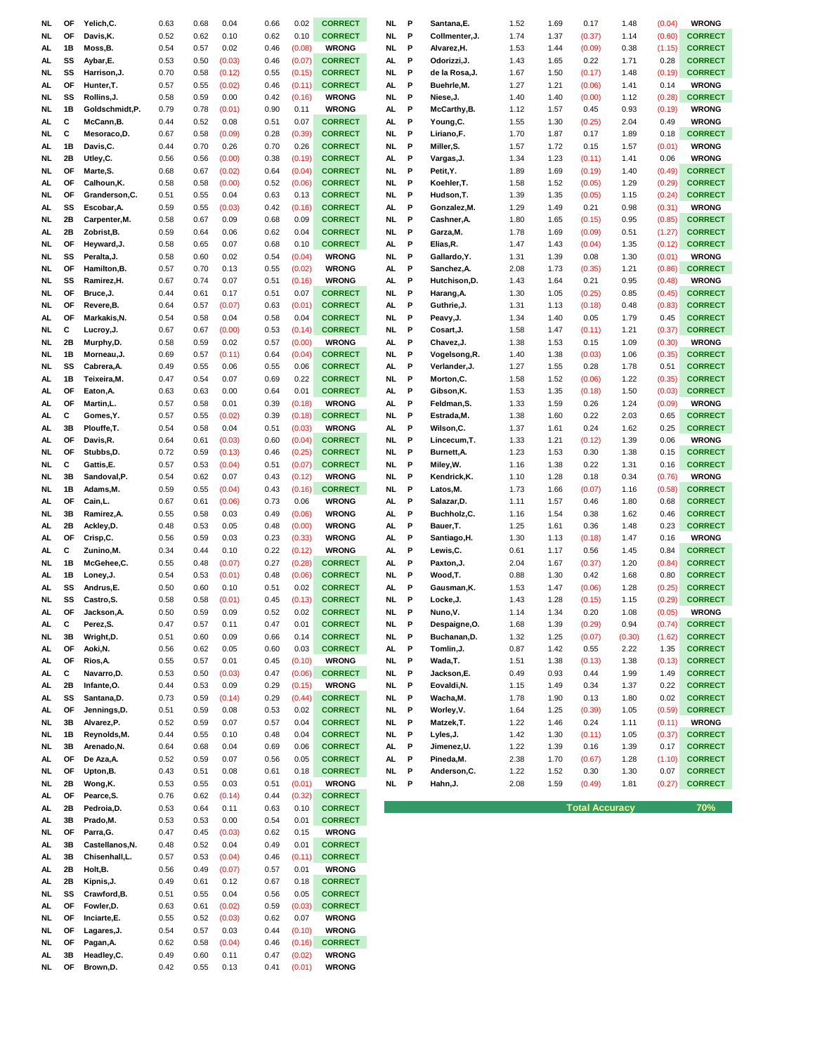| League | Pos | Player | Col1 | Col2 | Diff1 | Col3 | Diff2 | Result |
|---|---|---|---|---|---|---|---|---|
| NL | OF | Yelich,C. | 0.63 | 0.68 | 0.04 | 0.66 | 0.02 | CORRECT |
| NL | OF | Davis,K. | 0.52 | 0.62 | 0.10 | 0.62 | 0.10 | CORRECT |
| AL | 1B | Moss,B. | 0.54 | 0.57 | 0.02 | 0.46 | (0.08) | WRONG |
| AL | SS | Aybar,E. | 0.53 | 0.50 | (0.03) | 0.46 | (0.07) | CORRECT |
| NL | SS | Harrison,J. | 0.70 | 0.58 | (0.12) | 0.55 | (0.15) | CORRECT |
| AL | OF | Hunter,T. | 0.57 | 0.55 | (0.02) | 0.46 | (0.11) | CORRECT |
| NL | SS | Rollins,J. | 0.58 | 0.59 | 0.00 | 0.42 | (0.16) | WRONG |
| NL | 1B | Goldschmidt,P. | 0.79 | 0.78 | (0.01) | 0.90 | 0.11 | WRONG |
| AL | C | McCann,B. | 0.44 | 0.52 | 0.08 | 0.51 | 0.07 | CORRECT |
| NL | C | Mesoraco,D. | 0.67 | 0.58 | (0.09) | 0.28 | (0.39) | CORRECT |
| AL | 1B | Davis,C. | 0.44 | 0.70 | 0.26 | 0.70 | 0.26 | CORRECT |
| NL | 2B | Utley,C. | 0.56 | 0.56 | (0.00) | 0.38 | (0.19) | CORRECT |
| NL | OF | Marte,S. | 0.68 | 0.67 | (0.02) | 0.64 | (0.04) | CORRECT |
| AL | OF | Calhoun,K. | 0.58 | 0.58 | (0.00) | 0.52 | (0.06) | CORRECT |
| NL | OF | Granderson,C. | 0.51 | 0.55 | 0.04 | 0.63 | 0.13 | CORRECT |
| AL | SS | Escobar,A. | 0.59 | 0.55 | (0.03) | 0.42 | (0.16) | CORRECT |
| NL | 2B | Carpenter,M. | 0.58 | 0.67 | 0.09 | 0.68 | 0.09 | CORRECT |
| AL | 2B | Zobrist,B. | 0.59 | 0.64 | 0.06 | 0.62 | 0.04 | CORRECT |
| NL | OF | Heyward,J. | 0.58 | 0.65 | 0.07 | 0.68 | 0.10 | CORRECT |
| NL | SS | Peralta,J. | 0.58 | 0.60 | 0.02 | 0.54 | (0.04) | WRONG |
| NL | OF | Hamilton,B. | 0.57 | 0.70 | 0.13 | 0.55 | (0.02) | WRONG |
| NL | SS | Ramirez,H. | 0.67 | 0.74 | 0.07 | 0.51 | (0.16) | WRONG |
| NL | OF | Bruce,J. | 0.44 | 0.61 | 0.17 | 0.51 | 0.07 | CORRECT |
| NL | OF | Revere,B. | 0.64 | 0.57 | (0.07) | 0.63 | (0.01) | CORRECT |
| AL | OF | Markakis,N. | 0.54 | 0.58 | 0.04 | 0.58 | 0.04 | CORRECT |
| NL | C | Lucroy,J. | 0.67 | 0.67 | (0.00) | 0.53 | (0.14) | CORRECT |
| NL | 2B | Murphy,D. | 0.58 | 0.59 | 0.02 | 0.57 | (0.00) | WRONG |
| NL | 1B | Morneau,J. | 0.69 | 0.57 | (0.11) | 0.64 | (0.04) | CORRECT |
| NL | SS | Cabrera,A. | 0.49 | 0.55 | 0.06 | 0.55 | 0.06 | CORRECT |
| AL | 1B | Teixeira,M. | 0.47 | 0.54 | 0.07 | 0.69 | 0.22 | CORRECT |
| AL | OF | Eaton,A. | 0.63 | 0.63 | 0.00 | 0.64 | 0.01 | CORRECT |
| AL | OF | Martin,L. | 0.57 | 0.58 | 0.01 | 0.39 | (0.18) | WRONG |
| AL | C | Gomes,Y. | 0.57 | 0.55 | (0.02) | 0.39 | (0.18) | CORRECT |
| AL | 3B | Plouffe,T. | 0.54 | 0.58 | 0.04 | 0.51 | (0.03) | WRONG |
| AL | OF | Davis,R. | 0.64 | 0.61 | (0.03) | 0.60 | (0.04) | CORRECT |
| NL | OF | Stubbs,D. | 0.72 | 0.59 | (0.13) | 0.46 | (0.25) | CORRECT |
| NL | C | Gattis,E. | 0.57 | 0.53 | (0.04) | 0.51 | (0.07) | CORRECT |
| NL | 3B | Sandoval,P. | 0.54 | 0.62 | 0.07 | 0.43 | (0.12) | WRONG |
| NL | 1B | Adams,M. | 0.59 | 0.55 | (0.04) | 0.43 | (0.16) | CORRECT |
| AL | OF | Cain,L. | 0.67 | 0.61 | (0.06) | 0.73 | 0.06 | WRONG |
| NL | 3B | Ramirez,A. | 0.55 | 0.58 | 0.03 | 0.49 | (0.06) | WRONG |
| AL | 2B | Ackley,D. | 0.48 | 0.53 | 0.05 | 0.48 | (0.00) | WRONG |
| AL | OF | Crisp,C. | 0.56 | 0.59 | 0.03 | 0.23 | (0.33) | WRONG |
| AL | C | Zunino,M. | 0.34 | 0.44 | 0.10 | 0.22 | (0.12) | WRONG |
| NL | 1B | McGehee,C. | 0.55 | 0.48 | (0.07) | 0.27 | (0.28) | CORRECT |
| AL | 1B | Loney,J. | 0.54 | 0.53 | (0.01) | 0.48 | (0.06) | CORRECT |
| AL | SS | Andrus,E. | 0.50 | 0.60 | 0.10 | 0.51 | 0.02 | CORRECT |
| NL | SS | Castro,S. | 0.58 | 0.58 | (0.01) | 0.45 | (0.13) | CORRECT |
| AL | OF | Jackson,A. | 0.50 | 0.59 | 0.09 | 0.52 | 0.02 | CORRECT |
| AL | C | Perez,S. | 0.47 | 0.57 | 0.11 | 0.47 | 0.01 | CORRECT |
| NL | 3B | Wright,D. | 0.51 | 0.60 | 0.09 | 0.66 | 0.14 | CORRECT |
| AL | OF | Aoki,N. | 0.56 | 0.62 | 0.05 | 0.60 | 0.03 | CORRECT |
| AL | OF | Rios,A. | 0.55 | 0.57 | 0.01 | 0.45 | (0.10) | WRONG |
| AL | C | Navarro,D. | 0.53 | 0.50 | (0.03) | 0.47 | (0.06) | CORRECT |
| AL | 2B | Infante,O. | 0.44 | 0.53 | 0.09 | 0.29 | (0.15) | WRONG |
| AL | SS | Santana,D. | 0.73 | 0.59 | (0.14) | 0.29 | (0.44) | CORRECT |
| AL | OF | Jennings,D. | 0.51 | 0.59 | 0.08 | 0.53 | 0.02 | CORRECT |
| NL | 3B | Alvarez,P. | 0.52 | 0.59 | 0.07 | 0.57 | 0.04 | CORRECT |
| NL | 1B | Reynolds,M. | 0.44 | 0.55 | 0.10 | 0.48 | 0.04 | CORRECT |
| NL | 3B | Arenado,N. | 0.64 | 0.68 | 0.04 | 0.69 | 0.06 | CORRECT |
| AL | OF | De Aza,A. | 0.52 | 0.59 | 0.07 | 0.56 | 0.05 | CORRECT |
| NL | OF | Upton,B. | 0.43 | 0.51 | 0.08 | 0.61 | 0.18 | CORRECT |
| NL | 2B | Wong,K. | 0.53 | 0.55 | 0.03 | 0.51 | (0.01) | WRONG |
| AL | OF | Pearce,S. | 0.76 | 0.62 | (0.14) | 0.44 | (0.32) | CORRECT |
| AL | 2B | Pedroia,D. | 0.53 | 0.64 | 0.11 | 0.63 | 0.10 | CORRECT |
| AL | 3B | Prado,M. | 0.53 | 0.53 | 0.00 | 0.54 | 0.01 | CORRECT |
| NL | OF | Parra,G. | 0.47 | 0.45 | (0.03) | 0.62 | 0.15 | WRONG |
| AL | 3B | Castellanos,N. | 0.48 | 0.52 | 0.04 | 0.49 | 0.01 | CORRECT |
| AL | 3B | Chisenhall,L. | 0.57 | 0.53 | (0.04) | 0.46 | (0.11) | CORRECT |
| AL | 2B | Holt,B. | 0.56 | 0.49 | (0.07) | 0.57 | 0.01 | WRONG |
| AL | 2B | Kipnis,J. | 0.49 | 0.61 | 0.12 | 0.67 | 0.18 | CORRECT |
| NL | SS | Crawford,B. | 0.51 | 0.55 | 0.04 | 0.56 | 0.05 | CORRECT |
| AL | OF | Fowler,D. | 0.63 | 0.61 | (0.02) | 0.59 | (0.03) | CORRECT |
| NL | OF | Inciarte,E. | 0.55 | 0.52 | (0.03) | 0.62 | 0.07 | WRONG |
| NL | OF | Lagares,J. | 0.54 | 0.57 | 0.03 | 0.44 | (0.10) | WRONG |
| NL | OF | Pagan,A. | 0.62 | 0.58 | (0.04) | 0.46 | (0.16) | CORRECT |
| AL | 3B | Headley,C. | 0.49 | 0.60 | 0.11 | 0.47 | (0.02) | WRONG |
| NL | OF | Brown,D. | 0.42 | 0.55 | 0.13 | 0.41 | (0.01) | WRONG |

| League | Pos | Player | Col1 | Col2 | Diff1 | Col3 | Diff2 | Result |
|---|---|---|---|---|---|---|---|---|
| NL | P | Santana,E. | 1.52 | 1.69 | 0.17 | 1.48 | (0.04) | WRONG |
| NL | P | Collmenter,J. | 1.74 | 1.37 | (0.37) | 1.14 | (0.60) | CORRECT |
| NL | P | Alvarez,H. | 1.53 | 1.44 | (0.09) | 0.38 | (1.15) | CORRECT |
| AL | P | Odorizzi,J. | 1.43 | 1.65 | 0.22 | 1.71 | 0.28 | CORRECT |
| NL | P | de la Rosa,J. | 1.67 | 1.50 | (0.17) | 1.48 | (0.19) | CORRECT |
| AL | P | Buehrle,M. | 1.27 | 1.21 | (0.06) | 1.41 | 0.14 | WRONG |
| NL | P | Niese,J. | 1.40 | 1.40 | (0.00) | 1.12 | (0.28) | CORRECT |
| AL | P | McCarthy,B. | 1.12 | 1.57 | 0.45 | 0.93 | (0.19) | WRONG |
| AL | P | Young,C. | 1.55 | 1.30 | (0.25) | 2.04 | 0.49 | WRONG |
| NL | P | Liriano,F. | 1.70 | 1.87 | 0.17 | 1.89 | 0.18 | CORRECT |
| NL | P | Miller,S. | 1.57 | 1.72 | 0.15 | 1.57 | (0.01) | WRONG |
| AL | P | Vargas,J. | 1.34 | 1.23 | (0.11) | 1.41 | 0.06 | WRONG |
| NL | P | Petit,Y. | 1.89 | 1.69 | (0.19) | 1.40 | (0.49) | CORRECT |
| NL | P | Koehler,T. | 1.58 | 1.52 | (0.05) | 1.29 | (0.29) | CORRECT |
| NL | P | Hudson,T. | 1.39 | 1.35 | (0.05) | 1.15 | (0.24) | CORRECT |
| AL | P | Gonzalez,M. | 1.29 | 1.49 | 0.21 | 0.98 | (0.31) | WRONG |
| NL | P | Cashner,A. | 1.80 | 1.65 | (0.15) | 0.95 | (0.85) | CORRECT |
| NL | P | Garza,M. | 1.78 | 1.69 | (0.09) | 0.51 | (1.27) | CORRECT |
| AL | P | Elias,R. | 1.47 | 1.43 | (0.04) | 1.35 | (0.12) | CORRECT |
| NL | P | Gallardo,Y. | 1.31 | 1.39 | 0.08 | 1.30 | (0.01) | WRONG |
| AL | P | Sanchez,A. | 2.08 | 1.73 | (0.35) | 1.21 | (0.86) | CORRECT |
| AL | P | Hutchison,D. | 1.43 | 1.64 | 0.21 | 0.95 | (0.48) | WRONG |
| NL | P | Harang,A. | 1.30 | 1.05 | (0.25) | 0.85 | (0.45) | CORRECT |
| AL | P | Guthrie,J. | 1.31 | 1.13 | (0.18) | 0.48 | (0.83) | CORRECT |
| NL | P | Peavy,J. | 1.34 | 1.40 | 0.05 | 1.79 | 0.45 | CORRECT |
| NL | P | Cosart,J. | 1.58 | 1.47 | (0.11) | 1.21 | (0.37) | CORRECT |
| AL | P | Chavez,J. | 1.38 | 1.53 | 0.15 | 1.09 | (0.30) | WRONG |
| NL | P | Vogelsong,R. | 1.40 | 1.38 | (0.03) | 1.06 | (0.35) | CORRECT |
| AL | P | Verlander,J. | 1.27 | 1.55 | 0.28 | 1.78 | 0.51 | CORRECT |
| NL | P | Morton,C. | 1.58 | 1.52 | (0.06) | 1.22 | (0.35) | CORRECT |
| AL | P | Gibson,K. | 1.53 | 1.35 | (0.18) | 1.50 | (0.03) | CORRECT |
| AL | P | Feldman,S. | 1.33 | 1.59 | 0.26 | 1.24 | (0.09) | WRONG |
| NL | P | Estrada,M. | 1.38 | 1.60 | 0.22 | 2.03 | 0.65 | CORRECT |
| AL | P | Wilson,C. | 1.37 | 1.61 | 0.24 | 1.62 | 0.25 | CORRECT |
| NL | P | Lincecum,T. | 1.33 | 1.21 | (0.12) | 1.39 | 0.06 | WRONG |
| NL | P | Burnett,A. | 1.23 | 1.53 | 0.30 | 1.38 | 0.15 | CORRECT |
| NL | P | Miley,W. | 1.16 | 1.38 | 0.22 | 1.31 | 0.16 | CORRECT |
| NL | P | Kendrick,K. | 1.10 | 1.28 | 0.18 | 0.34 | (0.76) | WRONG |
| NL | P | Latos,M. | 1.73 | 1.66 | (0.07) | 1.16 | (0.58) | CORRECT |
| AL | P | Salazar,D. | 1.11 | 1.57 | 0.46 | 1.80 | 0.68 | CORRECT |
| AL | P | Buchholz,C. | 1.16 | 1.54 | 0.38 | 1.62 | 0.46 | CORRECT |
| AL | P | Bauer,T. | 1.25 | 1.61 | 0.36 | 1.48 | 0.23 | CORRECT |
| AL | P | Santiago,H. | 1.30 | 1.13 | (0.18) | 1.47 | 0.16 | WRONG |
| AL | P | Lewis,C. | 0.61 | 1.17 | 0.56 | 1.45 | 0.84 | CORRECT |
| AL | P | Paxton,J. | 2.04 | 1.67 | (0.37) | 1.20 | (0.84) | CORRECT |
| NL | P | Wood,T. | 0.88 | 1.30 | 0.42 | 1.68 | 0.80 | CORRECT |
| AL | P | Gausman,K. | 1.53 | 1.47 | (0.06) | 1.28 | (0.25) | CORRECT |
| NL | P | Locke,J. | 1.43 | 1.28 | (0.15) | 1.15 | (0.29) | CORRECT |
| NL | P | Nuno,V. | 1.14 | 1.34 | 0.20 | 1.08 | (0.05) | WRONG |
| NL | P | Despaigne,O. | 1.68 | 1.39 | (0.29) | 0.94 | (0.74) | CORRECT |
| NL | P | Buchanan,D. | 1.32 | 1.25 | (0.07) | (0.30) | (1.62) | CORRECT |
| AL | P | Tomlin,J. | 0.87 | 1.42 | 0.55 | 2.22 | 1.35 | CORRECT |
| NL | P | Wada,T. | 1.51 | 1.38 | (0.13) | 1.38 | (0.13) | CORRECT |
| NL | P | Jackson,E. | 0.49 | 0.93 | 0.44 | 1.99 | 1.49 | CORRECT |
| NL | P | Eovaldi,N. | 1.15 | 1.49 | 0.34 | 1.37 | 0.22 | CORRECT |
| NL | P | Wacha,M. | 1.78 | 1.90 | 0.13 | 1.80 | 0.02 | CORRECT |
| NL | P | Worley,V. | 1.64 | 1.25 | (0.39) | 1.05 | (0.59) | CORRECT |
| NL | P | Matzek,T. | 1.22 | 1.46 | 0.24 | 1.11 | (0.11) | WRONG |
| NL | P | Lyles,J. | 1.42 | 1.30 | (0.11) | 1.05 | (0.37) | CORRECT |
| AL | P | Jimenez,U. | 1.22 | 1.39 | 0.16 | 1.39 | 0.17 | CORRECT |
| AL | P | Pineda,M. | 2.38 | 1.70 | (0.67) | 1.28 | (1.10) | CORRECT |
| NL | P | Anderson,C. | 1.22 | 1.52 | 0.30 | 1.30 | 0.07 | CORRECT |
| NL | P | Hahn,J. | 2.08 | 1.59 | (0.49) | 1.81 | (0.27) | CORRECT |

**Total Accuracy 70%**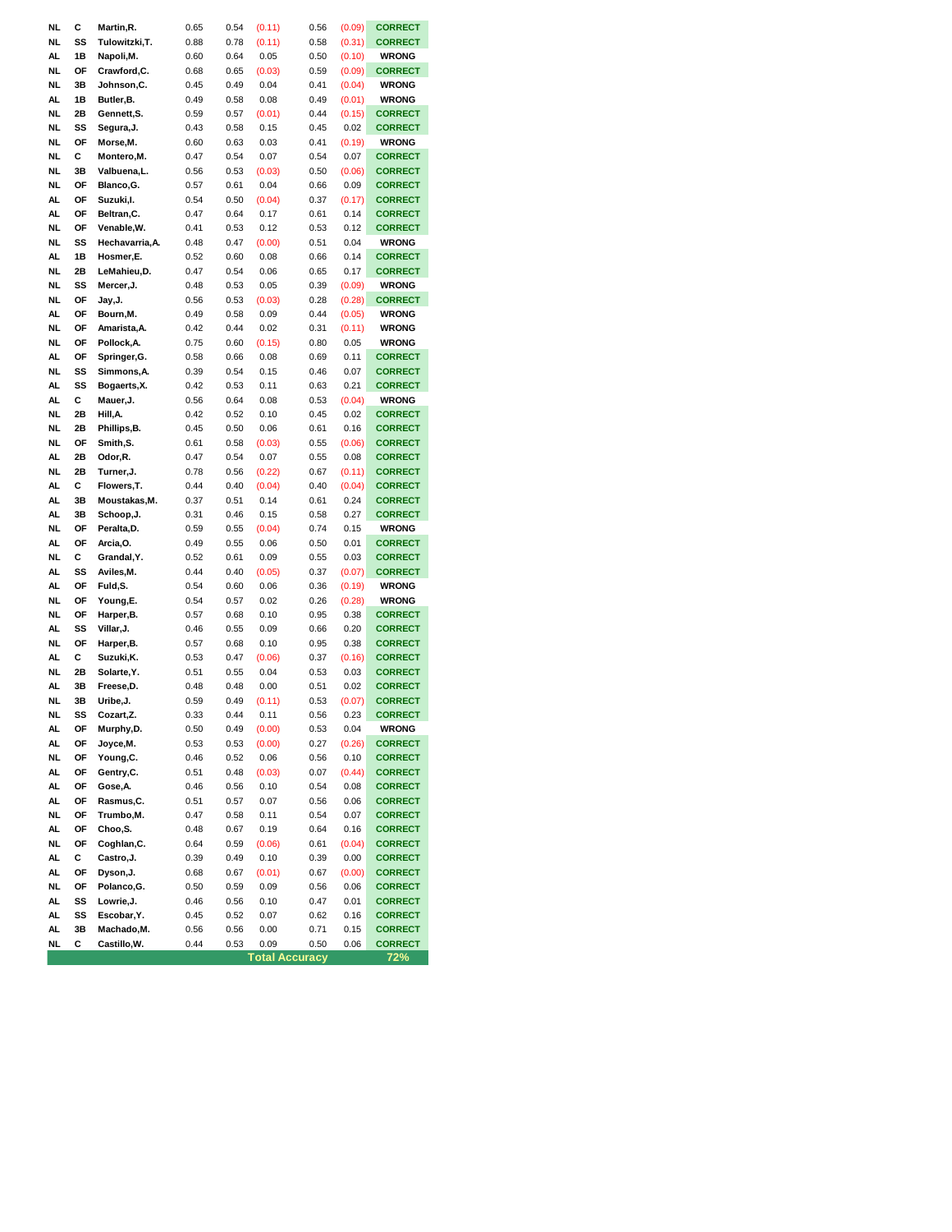| | | | | | | | | |
|---|---|---|---|---|---|---|---|---|
| NL | C | Martin,R. | 0.65 | 0.54 | (0.11) | 0.56 | (0.09) | CORRECT |
| NL | SS | Tulowitzki,T. | 0.88 | 0.78 | (0.11) | 0.58 | (0.31) | CORRECT |
| AL | 1B | Napoli,M. | 0.60 | 0.64 | 0.05 | 0.50 | (0.10) | WRONG |
| NL | OF | Crawford,C. | 0.68 | 0.65 | (0.03) | 0.59 | (0.09) | CORRECT |
| NL | 3B | Johnson,C. | 0.45 | 0.49 | 0.04 | 0.41 | (0.04) | WRONG |
| AL | 1B | Butler,B. | 0.49 | 0.58 | 0.08 | 0.49 | (0.01) | WRONG |
| NL | 2B | Gennett,S. | 0.59 | 0.57 | (0.01) | 0.44 | (0.15) | CORRECT |
| NL | SS | Segura,J. | 0.43 | 0.58 | 0.15 | 0.45 | 0.02 | CORRECT |
| NL | OF | Morse,M. | 0.60 | 0.63 | 0.03 | 0.41 | (0.19) | WRONG |
| NL | C | Montero,M. | 0.47 | 0.54 | 0.07 | 0.54 | 0.07 | CORRECT |
| NL | 3B | Valbuena,L. | 0.56 | 0.53 | (0.03) | 0.50 | (0.06) | CORRECT |
| NL | OF | Blanco,G. | 0.57 | 0.61 | 0.04 | 0.66 | 0.09 | CORRECT |
| AL | OF | Suzuki,I. | 0.54 | 0.50 | (0.04) | 0.37 | (0.17) | CORRECT |
| AL | OF | Beltran,C. | 0.47 | 0.64 | 0.17 | 0.61 | 0.14 | CORRECT |
| NL | OF | Venable,W. | 0.41 | 0.53 | 0.12 | 0.53 | 0.12 | CORRECT |
| NL | SS | Hechavarria,A. | 0.48 | 0.47 | (0.00) | 0.51 | 0.04 | WRONG |
| AL | 1B | Hosmer,E. | 0.52 | 0.60 | 0.08 | 0.66 | 0.14 | CORRECT |
| NL | 2B | LeMahieu,D. | 0.47 | 0.54 | 0.06 | 0.65 | 0.17 | CORRECT |
| NL | SS | Mercer,J. | 0.48 | 0.53 | 0.05 | 0.39 | (0.09) | WRONG |
| NL | OF | Jay,J. | 0.56 | 0.53 | (0.03) | 0.28 | (0.28) | CORRECT |
| AL | OF | Bourn,M. | 0.49 | 0.58 | 0.09 | 0.44 | (0.05) | WRONG |
| NL | OF | Amarista,A. | 0.42 | 0.44 | 0.02 | 0.31 | (0.11) | WRONG |
| NL | OF | Pollock,A. | 0.75 | 0.60 | (0.15) | 0.80 | 0.05 | WRONG |
| AL | OF | Springer,G. | 0.58 | 0.66 | 0.08 | 0.69 | 0.11 | CORRECT |
| NL | SS | Simmons,A. | 0.39 | 0.54 | 0.15 | 0.46 | 0.07 | CORRECT |
| AL | SS | Bogaerts,X. | 0.42 | 0.53 | 0.11 | 0.63 | 0.21 | CORRECT |
| AL | C | Mauer,J. | 0.56 | 0.64 | 0.08 | 0.53 | (0.04) | WRONG |
| NL | 2B | Hill,A. | 0.42 | 0.52 | 0.10 | 0.45 | 0.02 | CORRECT |
| NL | 2B | Phillips,B. | 0.45 | 0.50 | 0.06 | 0.61 | 0.16 | CORRECT |
| NL | OF | Smith,S. | 0.61 | 0.58 | (0.03) | 0.55 | (0.06) | CORRECT |
| AL | 2B | Odor,R. | 0.47 | 0.54 | 0.07 | 0.55 | 0.08 | CORRECT |
| NL | 2B | Turner,J. | 0.78 | 0.56 | (0.22) | 0.67 | (0.11) | CORRECT |
| AL | C | Flowers,T. | 0.44 | 0.40 | (0.04) | 0.40 | (0.04) | CORRECT |
| AL | 3B | Moustakas,M. | 0.37 | 0.51 | 0.14 | 0.61 | 0.24 | CORRECT |
| AL | 3B | Schoop,J. | 0.31 | 0.46 | 0.15 | 0.58 | 0.27 | CORRECT |
| NL | OF | Peralta,D. | 0.59 | 0.55 | (0.04) | 0.74 | 0.15 | WRONG |
| AL | OF | Arcia,O. | 0.49 | 0.55 | 0.06 | 0.50 | 0.01 | CORRECT |
| NL | C | Grandal,Y. | 0.52 | 0.61 | 0.09 | 0.55 | 0.03 | CORRECT |
| AL | SS | Aviles,M. | 0.44 | 0.40 | (0.05) | 0.37 | (0.07) | CORRECT |
| AL | OF | Fuld,S. | 0.54 | 0.60 | 0.06 | 0.36 | (0.19) | WRONG |
| NL | OF | Young,E. | 0.54 | 0.57 | 0.02 | 0.26 | (0.28) | WRONG |
| NL | OF | Harper,B. | 0.57 | 0.68 | 0.10 | 0.95 | 0.38 | CORRECT |
| AL | SS | Villar,J. | 0.46 | 0.55 | 0.09 | 0.66 | 0.20 | CORRECT |
| NL | OF | Harper,B. | 0.57 | 0.68 | 0.10 | 0.95 | 0.38 | CORRECT |
| AL | C | Suzuki,K. | 0.53 | 0.47 | (0.06) | 0.37 | (0.16) | CORRECT |
| NL | 2B | Solarte,Y. | 0.51 | 0.55 | 0.04 | 0.53 | 0.03 | CORRECT |
| AL | 3B | Freese,D. | 0.48 | 0.48 | 0.00 | 0.51 | 0.02 | CORRECT |
| NL | 3B | Uribe,J. | 0.59 | 0.49 | (0.11) | 0.53 | (0.07) | CORRECT |
| NL | SS | Cozart,Z. | 0.33 | 0.44 | 0.11 | 0.56 | 0.23 | CORRECT |
| AL | OF | Murphy,D. | 0.50 | 0.49 | (0.00) | 0.53 | 0.04 | WRONG |
| AL | OF | Joyce,M. | 0.53 | 0.53 | (0.00) | 0.27 | (0.26) | CORRECT |
| NL | OF | Young,C. | 0.46 | 0.52 | 0.06 | 0.56 | 0.10 | CORRECT |
| AL | OF | Gentry,C. | 0.51 | 0.48 | (0.03) | 0.07 | (0.44) | CORRECT |
| AL | OF | Gose,A. | 0.46 | 0.56 | 0.10 | 0.54 | 0.08 | CORRECT |
| AL | OF | Rasmus,C. | 0.51 | 0.57 | 0.07 | 0.56 | 0.06 | CORRECT |
| NL | OF | Trumbo,M. | 0.47 | 0.58 | 0.11 | 0.54 | 0.07 | CORRECT |
| AL | OF | Choo,S. | 0.48 | 0.67 | 0.19 | 0.64 | 0.16 | CORRECT |
| NL | OF | Coghlan,C. | 0.64 | 0.59 | (0.06) | 0.61 | (0.04) | CORRECT |
| AL | C | Castro,J. | 0.39 | 0.49 | 0.10 | 0.39 | 0.00 | CORRECT |
| AL | OF | Dyson,J. | 0.68 | 0.67 | (0.01) | 0.67 | (0.00) | CORRECT |
| NL | OF | Polanco,G. | 0.50 | 0.59 | 0.09 | 0.56 | 0.06 | CORRECT |
| AL | SS | Lowrie,J. | 0.46 | 0.56 | 0.10 | 0.47 | 0.01 | CORRECT |
| AL | SS | Escobar,Y. | 0.45 | 0.52 | 0.07 | 0.62 | 0.16 | CORRECT |
| AL | 3B | Machado,M. | 0.56 | 0.56 | 0.00 | 0.71 | 0.15 | CORRECT |
| NL | C | Castillo,W. | 0.44 | 0.53 | 0.09 | 0.50 | 0.06 | CORRECT |
| | | | | | **Total Accuracy** | | | **72%** |